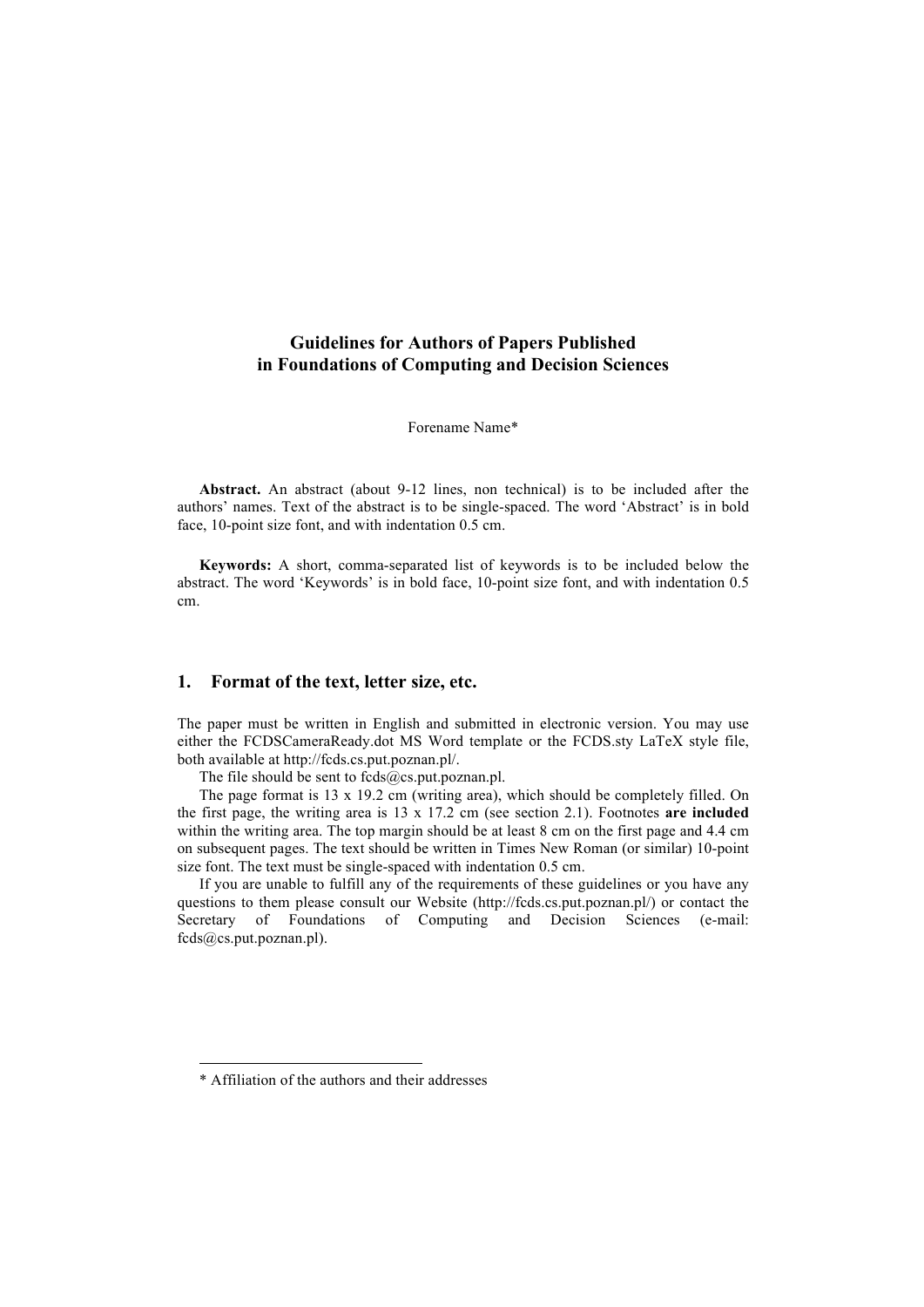# Guidelines for Authors of Papers Published in Foundations of Computing and Decision Sciences

Forename Name*

**Abstract.** An abstract (about 9-12 lines, non technical) is to be included after the authors' names. Text of the abstract is to be single-spaced. The word 'Abstract' is in bold face, 10-point size font, and with indentation 0.5 cm.

**Keywords:** A short, comma-separated list of keywords is to be included below the abstract. The word 'Keywords' is in bold face, 10-point size font, and with indentation 0.5 cm.

## 1. Format of the text, letter size, etc.

The paper must be written in English and submitted in electronic version. You may use either the FCDSCameraReady.dot MS Word template or the FCDS.sty LaTeX style file, both available at http://fcds.cs.put.poznan.pl/.

The file should be sent to fcds@cs.put.poznan.pl.

The page format is 13 x 19.2 cm (writing area), which should be completely filled. On the first page, the writing area is 13 x 17.2 cm (see section 2.1). Footnotes **are included** within the writing area. The top margin should be at least 8 cm on the first page and 4.4 cm on subsequent pages. The text should be written in Times New Roman (or similar) 10-point size font. The text must be single-spaced with indentation 0.5 cm.

If you are unable to fulfill any of the requirements of these guidelines or you have any questions to them please consult our Website (http://fcds.cs.put.poznan.pl/) or contact the Secretary of Foundations of Computing and Decision Sciences (e-mail: fcds@cs.put.poznan.pl).

* Affiliation of the authors and their addresses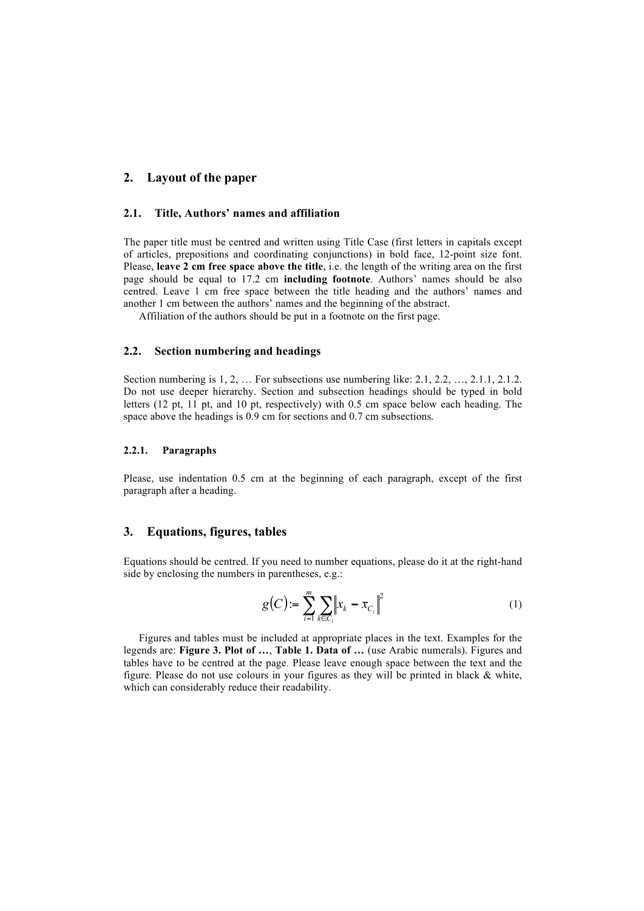## 2. Layout of the paper

### 2.1. Title, Authors' names and affiliation

The paper title must be centred and written using Title Case (first letters in capitals except of articles, prepositions and coordinating conjunctions) in bold face, 12-point size font. Please, **leave 2 cm free space above the title**, i.e. the length of the writing area on the first page should be equal to 17.2 cm **including footnote**. Authors' names should be also centred. Leave 1 cm free space between the title heading and the authors' names and another 1 cm between the authors' names and the beginning of the abstract.

Affiliation of the authors should be put in a footnote on the first page.

### 2.2. Section numbering and headings

Section numbering is 1, 2, … For subsections use numbering like: 2.1, 2.2, …, 2.1.1, 2.1.2. Do not use deeper hierarchy. Section and subsection headings should be typed in bold letters (12 pt, 11 pt, and 10 pt, respectively) with 0.5 cm space below each heading. The space above the headings is 0.9 cm for sections and 0.7 cm subsections.

#### 2.2.1. Paragraphs

Please, use indentation 0.5 cm at the beginning of each paragraph, except of the first paragraph after a heading.

## 3. Equations, figures, tables

Equations should be centred. If you need to number equations, please do it at the right-hand side by enclosing the numbers in parentheses, e.g.:

$$g(C) := \sum_{i=1}^{m} \sum_{k \in C_i} \left\| x_k - x_{C_i} \right\|^2 \tag{1}$$

Figures and tables must be included at appropriate places in the text. Examples for the legends are: **Figure 3. Plot of …**, **Table 1. Data of …** (use Arabic numerals). Figures and tables have to be centred at the page. Please leave enough space between the text and the figure. Please do not use colours in your figures as they will be printed in black & white, which can considerably reduce their readability.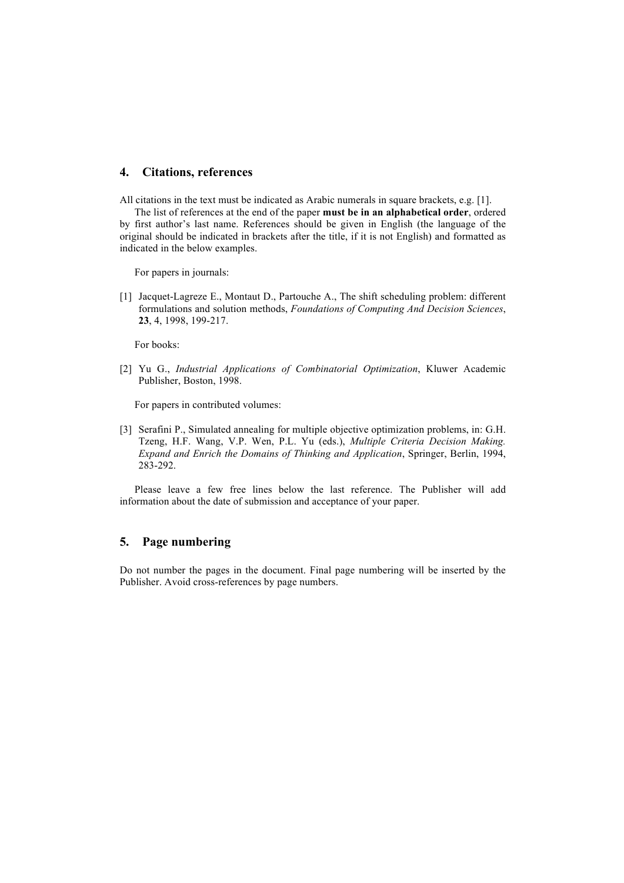## 4. Citations, references

All citations in the text must be indicated as Arabic numerals in square brackets, e.g. [1].

The list of references at the end of the paper **must be in an alphabetical order**, ordered by first author's last name. References should be given in English (the language of the original should be indicated in brackets after the title, if it is not English) and formatted as indicated in the below examples.

For papers in journals:

[1] Jacquet-Lagreze E., Montaut D., Partouche A., The shift scheduling problem: different formulations and solution methods, *Foundations of Computing And Decision Sciences*, **23**, 4, 1998, 199-217.

For books:

[2] Yu G., *Industrial Applications of Combinatorial Optimization*, Kluwer Academic Publisher, Boston, 1998.

For papers in contributed volumes:

[3] Serafini P., Simulated annealing for multiple objective optimization problems, in: G.H. Tzeng, H.F. Wang, V.P. Wen, P.L. Yu (eds.), *Multiple Criteria Decision Making. Expand and Enrich the Domains of Thinking and Application*, Springer, Berlin, 1994, 283-292.

Please leave a few free lines below the last reference. The Publisher will add information about the date of submission and acceptance of your paper.

## 5. Page numbering

Do not number the pages in the document. Final page numbering will be inserted by the Publisher. Avoid cross-references by page numbers.